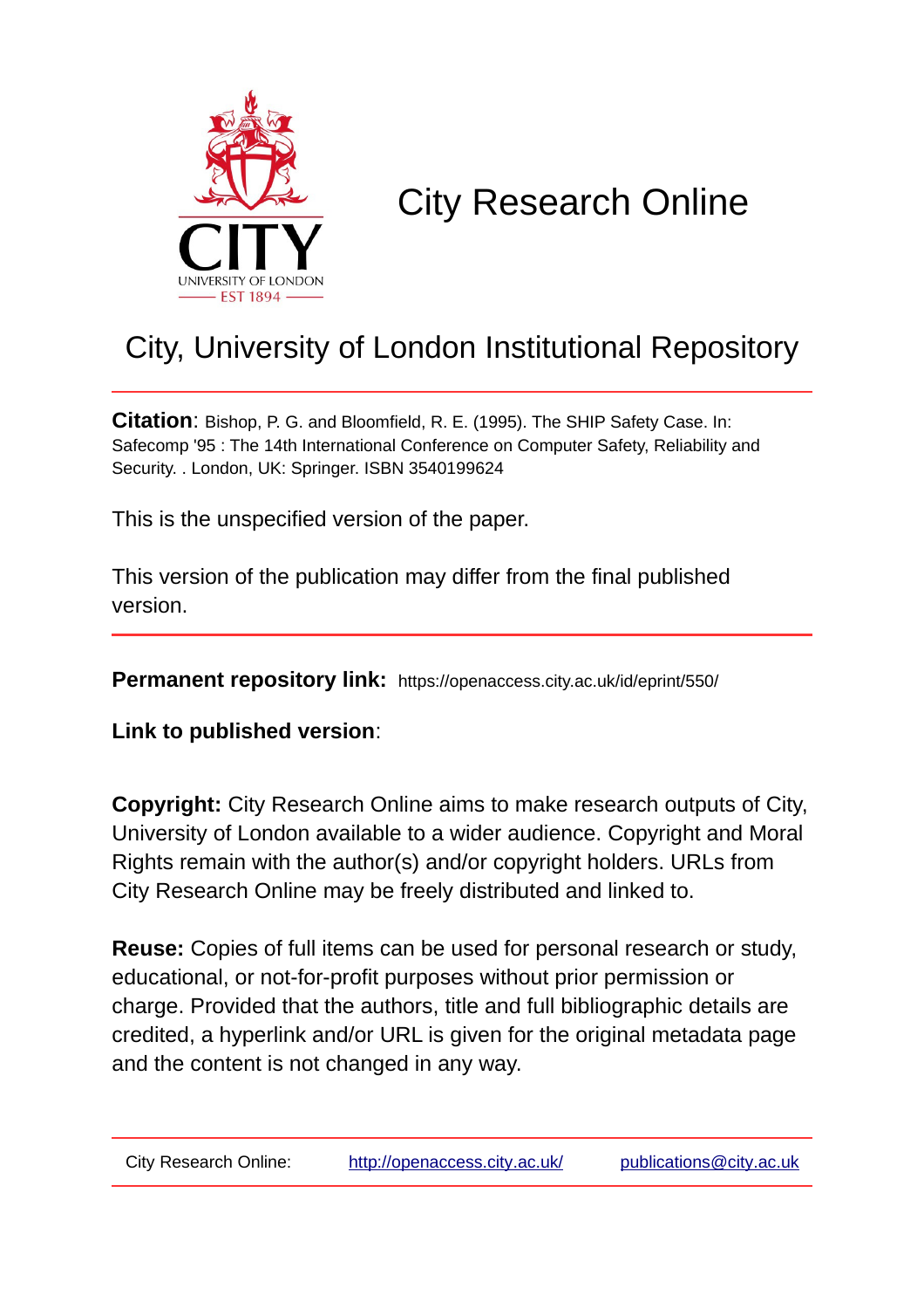CITY
UNIVERSITY OF LONDON
EST 1894

# City Research Online

## City, University of London Institutional Repository

**Citation**: Bishop, P. G. and Bloomfield, R. E. (1995). The SHIP Safety Case. In: Safecomp '95 : The 14th International Conference on Computer Safety, Reliability and Security. . London, UK: Springer. ISBN 3540199624

This is the unspecified version of the paper.

This version of the publication may differ from the final published version.

---

**Permanent repository link:** https://openaccess.city.ac.uk/id/eprint/550/

**Link to published version**:

**Copyright:** City Research Online aims to make research outputs of City, University of London available to a wider audience. Copyright and Moral Rights remain with the author(s) and/or copyright holders. URLs from City Research Online may be freely distributed and linked to.

**Reuse:** Copies of full items can be used for personal research or study, educational, or not-for-profit purposes without prior permission or charge. Provided that the authors, title and full bibliographic details are credited, a hyperlink and/or URL is given for the original metadata page and the content is not changed in any way.

---

City Research Online: http://openaccess.city.ac.uk/ publications@city.ac.uk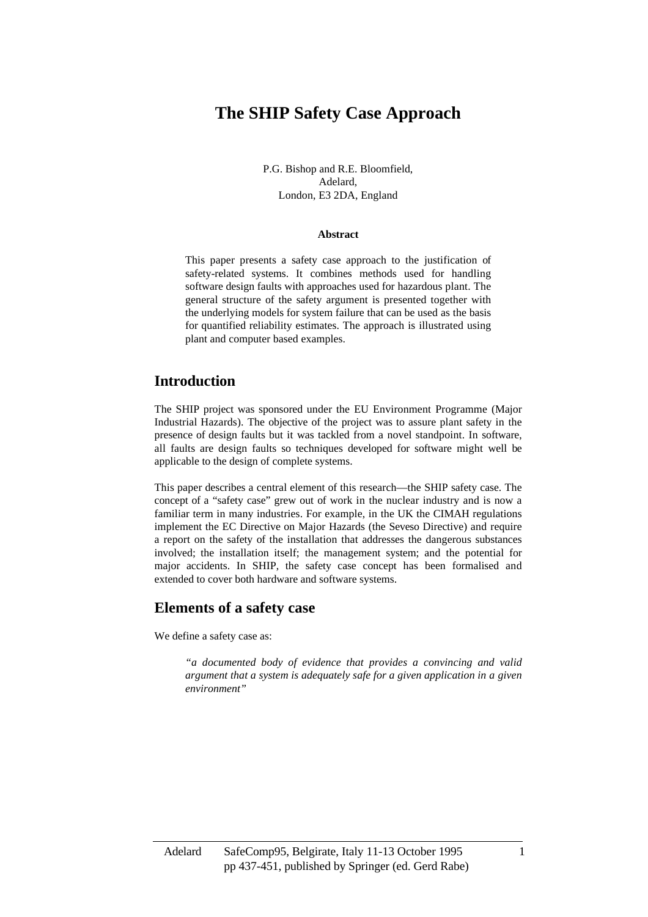# The SHIP Safety Case Approach

P.G. Bishop and R.E. Bloomfield,
Adelard,
London, E3 2DA, England

**Abstract**

This paper presents a safety case approach to the justification of safety-related systems. It combines methods used for handling software design faults with approaches used for hazardous plant. The general structure of the safety argument is presented together with the underlying models for system failure that can be used as the basis for quantified reliability estimates. The approach is illustrated using plant and computer based examples.

## Introduction

The SHIP project was sponsored under the EU Environment Programme (Major Industrial Hazards). The objective of the project was to assure plant safety in the presence of design faults but it was tackled from a novel standpoint. In software, all faults are design faults so techniques developed for software might well be applicable to the design of complete systems.

This paper describes a central element of this research—the SHIP safety case. The concept of a "safety case" grew out of work in the nuclear industry and is now a familiar term in many industries. For example, in the UK the CIMAH regulations implement the EC Directive on Major Hazards (the Seveso Directive) and require a report on the safety of the installation that addresses the dangerous substances involved; the installation itself; the management system; and the potential for major accidents. In SHIP, the safety case concept has been formalised and extended to cover both hardware and software systems.

## Elements of a safety case

We define a safety case as:

> *"a documented body of evidence that provides a convincing and valid argument that a system is adequately safe for a given application in a given environment"*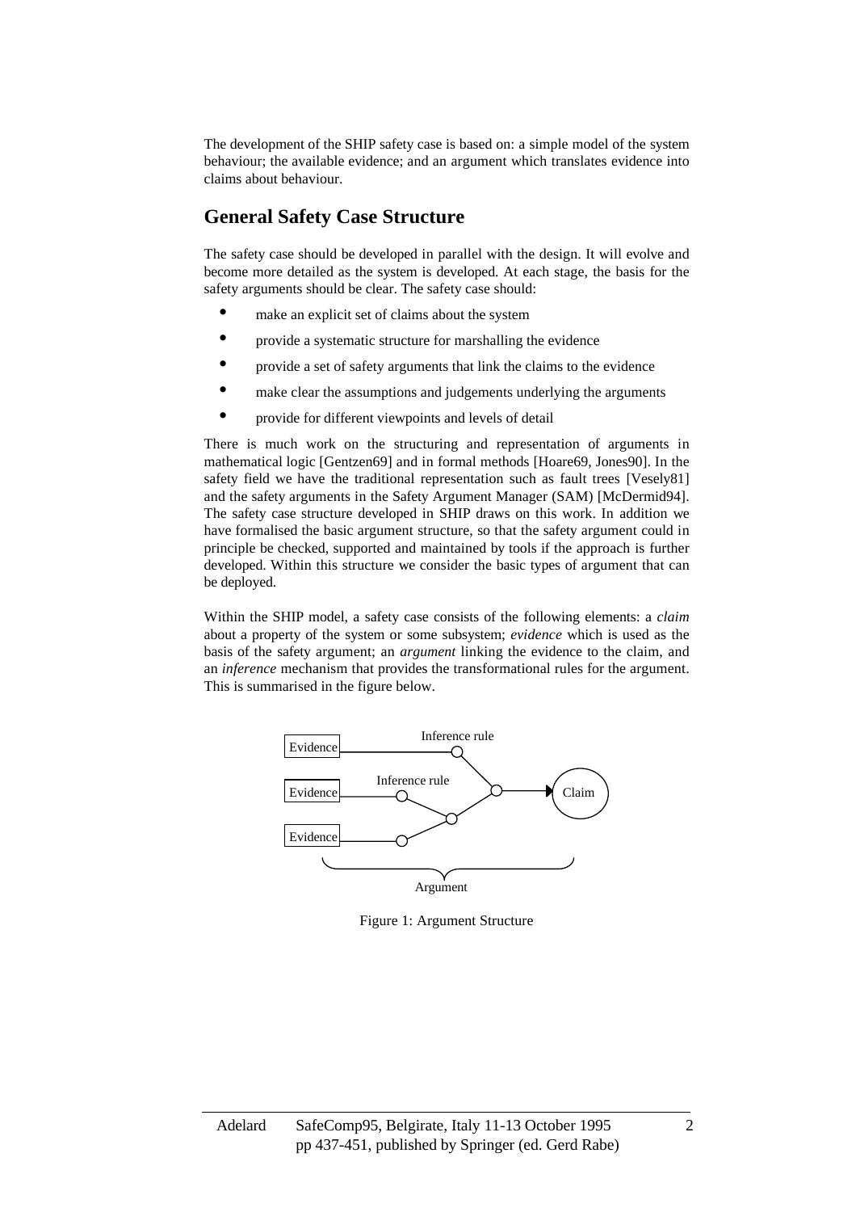The development of the SHIP safety case is based on: a simple model of the system behaviour; the available evidence; and an argument which translates evidence into claims about behaviour.

## General Safety Case Structure

The safety case should be developed in parallel with the design. It will evolve and become more detailed as the system is developed. At each stage, the basis for the safety arguments should be clear. The safety case should:

- make an explicit set of claims about the system
- provide a systematic structure for marshalling the evidence
- provide a set of safety arguments that link the claims to the evidence
- make clear the assumptions and judgements underlying the arguments
- provide for different viewpoints and levels of detail

There is much work on the structuring and representation of arguments in mathematical logic [Gentzen69] and in formal methods [Hoare69, Jones90]. In the safety field we have the traditional representation such as fault trees [Vesely81] and the safety arguments in the Safety Argument Manager (SAM) [McDermid94]. The safety case structure developed in SHIP draws on this work. In addition we have formalised the basic argument structure, so that the safety argument could in principle be checked, supported and maintained by tools if the approach is further developed. Within this structure we consider the basic types of argument that can be deployed.

Within the SHIP model, a safety case consists of the following elements: a *claim* about a property of the system or some subsystem; *evidence* which is used as the basis of the safety argument; an *argument* linking the evidence to the claim, and an *inference* mechanism that provides the transformational rules for the argument. This is summarised in the figure below.

Evidence — Inference rule
Evidence — Inference rule
Evidence
→ Claim
Argument

Figure 1: Argument Structure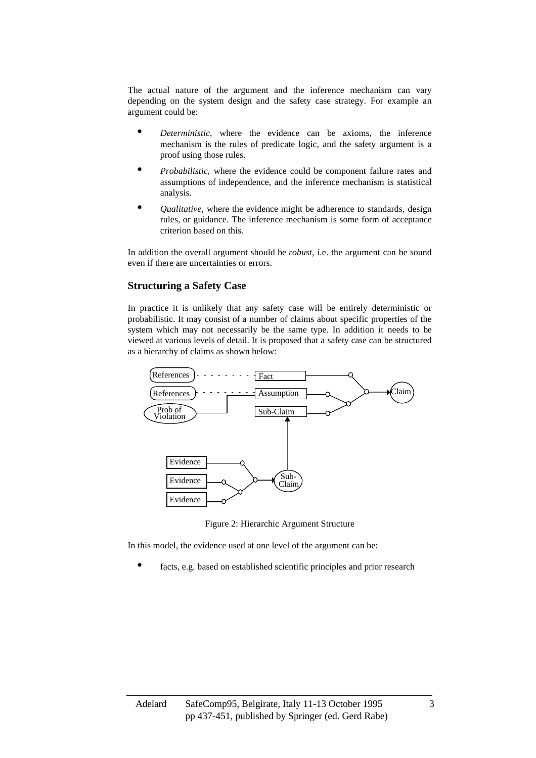The actual nature of the argument and the inference mechanism can vary depending on the system design and the safety case strategy. For example an argument could be:

- *Deterministic*, where the evidence can be axioms, the inference mechanism is the rules of predicate logic, and the safety argument is a proof using those rules.
- *Probabilistic*, where the evidence could be component failure rates and assumptions of independence, and the inference mechanism is statistical analysis.
- *Qualitative*, where the evidence might be adherence to standards, design rules, or guidance. The inference mechanism is some form of acceptance criterion based on this.

In addition the overall argument should be *robust*, i.e. the argument can be sound even if there are uncertainties or errors.

## Structuring a Safety Case

In practice it is unlikely that any safety case will be entirely deterministic or probabilistic. It may consist of a number of claims about specific properties of the system which may not necessarily be the same type. In addition it needs to be viewed at various levels of detail. It is proposed that a safety case can be structured as a hierarchy of claims as shown below:

Figure 2: Hierarchic Argument Structure

In this model, the evidence used at one level of the argument can be:

- facts, e.g. based on established scientific principles and prior research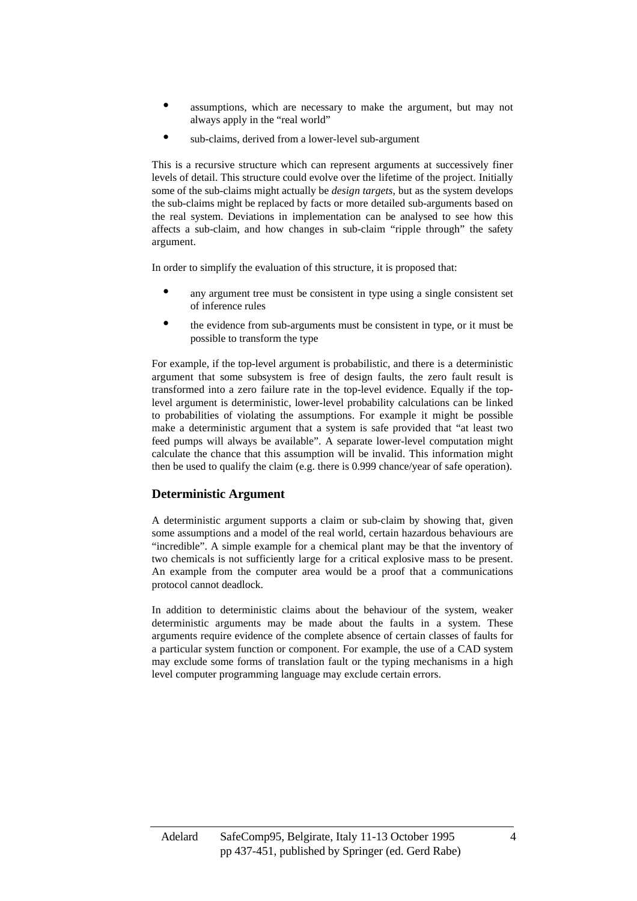- assumptions, which are necessary to make the argument, but may not always apply in the "real world"
- sub-claims, derived from a lower-level sub-argument

This is a recursive structure which can represent arguments at successively finer levels of detail. This structure could evolve over the lifetime of the project. Initially some of the sub-claims might actually be *design targets*, but as the system develops the sub-claims might be replaced by facts or more detailed sub-arguments based on the real system. Deviations in implementation can be analysed to see how this affects a sub-claim, and how changes in sub-claim "ripple through" the safety argument.

In order to simplify the evaluation of this structure, it is proposed that:

- any argument tree must be consistent in type using a single consistent set of inference rules
- the evidence from sub-arguments must be consistent in type, or it must be possible to transform the type

For example, if the top-level argument is probabilistic, and there is a deterministic argument that some subsystem is free of design faults, the zero fault result is transformed into a zero failure rate in the top-level evidence. Equally if the top-level argument is deterministic, lower-level probability calculations can be linked to probabilities of violating the assumptions. For example it might be possible make a deterministic argument that a system is safe provided that "at least two feed pumps will always be available". A separate lower-level computation might calculate the chance that this assumption will be invalid. This information might then be used to qualify the claim (e.g. there is 0.999 chance/year of safe operation).

## Deterministic Argument

A deterministic argument supports a claim or sub-claim by showing that, given some assumptions and a model of the real world, certain hazardous behaviours are "incredible". A simple example for a chemical plant may be that the inventory of two chemicals is not sufficiently large for a critical explosive mass to be present. An example from the computer area would be a proof that a communications protocol cannot deadlock.

In addition to deterministic claims about the behaviour of the system, weaker deterministic arguments may be made about the faults in a system. These arguments require evidence of the complete absence of certain classes of faults for a particular system function or component. For example, the use of a CAD system may exclude some forms of translation fault or the typing mechanisms in a high level computer programming language may exclude certain errors.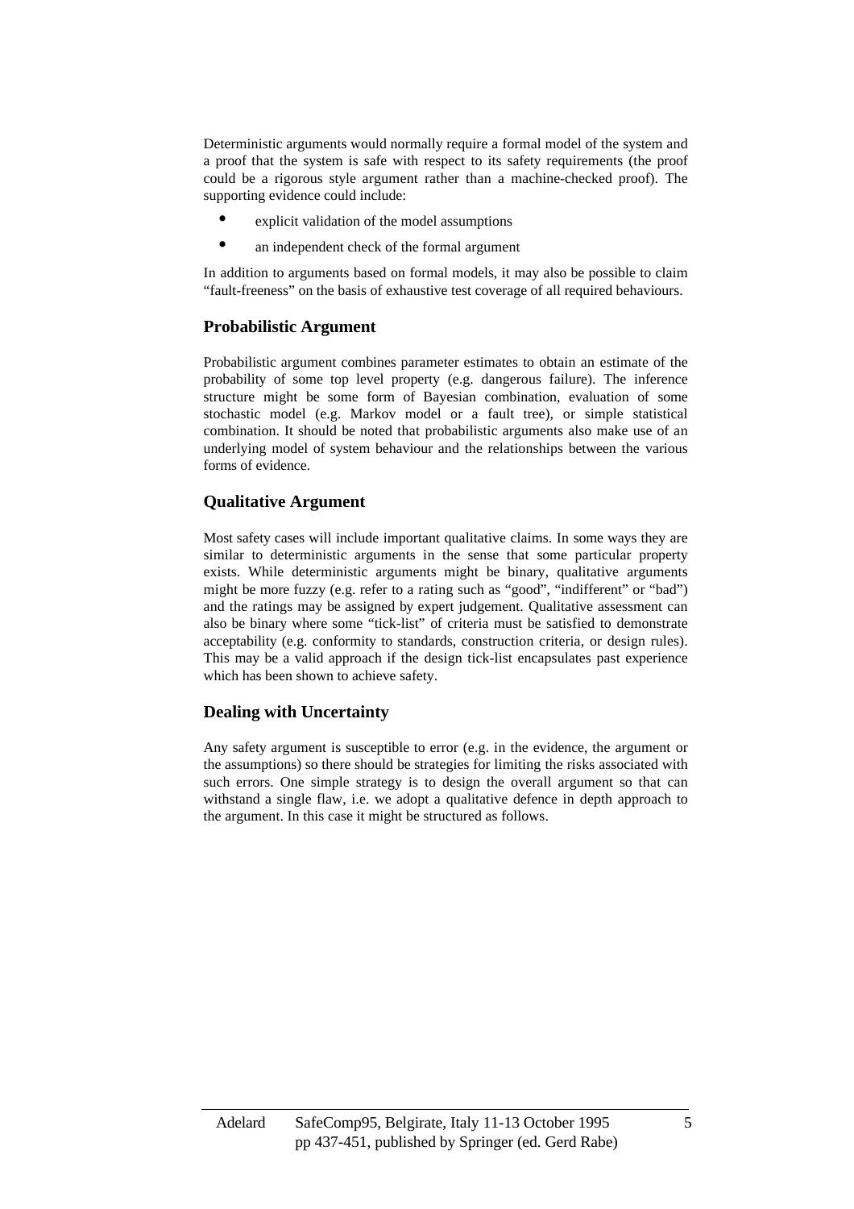Deterministic arguments would normally require a formal model of the system and a proof that the system is safe with respect to its safety requirements (the proof could be a rigorous style argument rather than a machine-checked proof). The supporting evidence could include:

- explicit validation of the model assumptions
- an independent check of the formal argument

In addition to arguments based on formal models, it may also be possible to claim "fault-freeness" on the basis of exhaustive test coverage of all required behaviours.

## Probabilistic Argument

Probabilistic argument combines parameter estimates to obtain an estimate of the probability of some top level property (e.g. dangerous failure). The inference structure might be some form of Bayesian combination, evaluation of some stochastic model (e.g. Markov model or a fault tree), or simple statistical combination. It should be noted that probabilistic arguments also make use of an underlying model of system behaviour and the relationships between the various forms of evidence.

## Qualitative Argument

Most safety cases will include important qualitative claims. In some ways they are similar to deterministic arguments in the sense that some particular property exists. While deterministic arguments might be binary, qualitative arguments might be more fuzzy (e.g. refer to a rating such as "good", "indifferent" or "bad") and the ratings may be assigned by expert judgement. Qualitative assessment can also be binary where some "tick-list" of criteria must be satisfied to demonstrate acceptability (e.g. conformity to standards, construction criteria, or design rules). This may be a valid approach if the design tick-list encapsulates past experience which has been shown to achieve safety.

## Dealing with Uncertainty

Any safety argument is susceptible to error (e.g. in the evidence, the argument or the assumptions) so there should be strategies for limiting the risks associated with such errors. One simple strategy is to design the overall argument so that can withstand a single flaw, i.e. we adopt a qualitative defence in depth approach to the argument. In this case it might be structured as follows.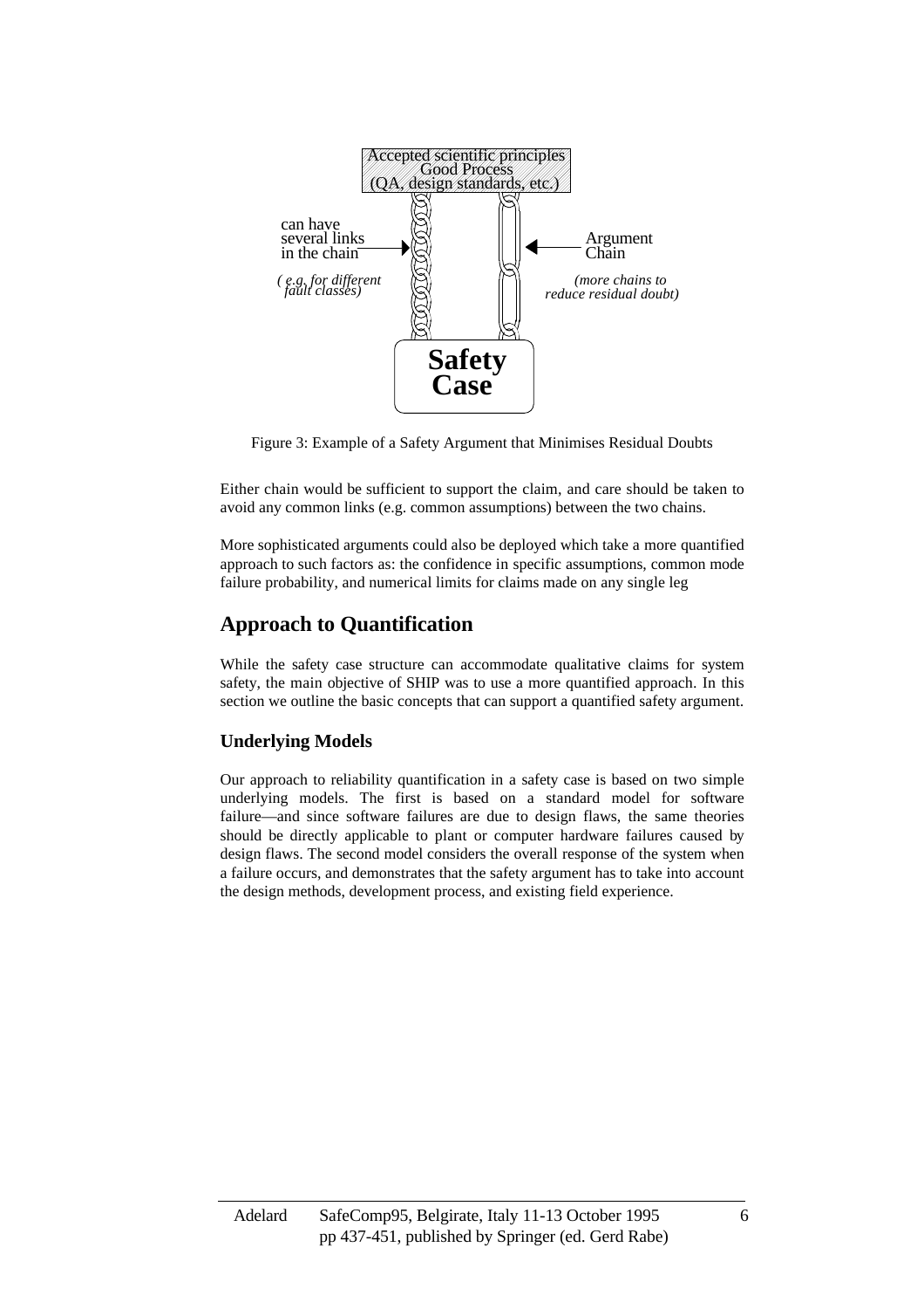Accepted scientific principles
Good Process
(QA, design standards, etc.)

can have several links in the chain

*( e.g. for different fault classes)*

Argument Chain

*(more chains to reduce residual doubt)*

**Safety Case**

Figure 3: Example of a Safety Argument that Minimises Residual Doubts

Either chain would be sufficient to support the claim, and care should be taken to avoid any common links (e.g. common assumptions) between the two chains.

More sophisticated arguments could also be deployed which take a more quantified approach to such factors as: the confidence in specific assumptions, common mode failure probability, and numerical limits for claims made on any single leg

## Approach to Quantification

While the safety case structure can accommodate qualitative claims for system safety, the main objective of SHIP was to use a more quantified approach. In this section we outline the basic concepts that can support a quantified safety argument.

### Underlying Models

Our approach to reliability quantification in a safety case is based on two simple underlying models. The first is based on a standard model for software failure—and since software failures are due to design flaws, the same theories should be directly applicable to plant or computer hardware failures caused by design flaws. The second model considers the overall response of the system when a failure occurs, and demonstrates that the safety argument has to take into account the design methods, development process, and existing field experience.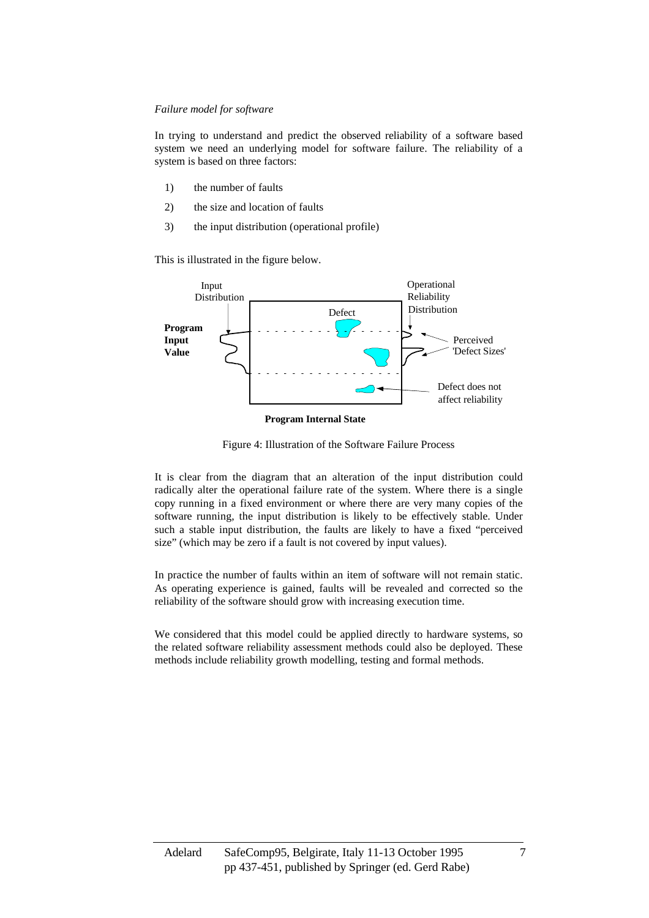*Failure model for software*

In trying to understand and predict the observed reliability of a software based system we need an underlying model for software failure. The reliability of a system is based on three factors:

1) the number of faults
2) the size and location of faults
3) the input distribution (operational profile)

This is illustrated in the figure below.

Figure 4: Illustration of the Software Failure Process

It is clear from the diagram that an alteration of the input distribution could radically alter the operational failure rate of the system. Where there is a single copy running in a fixed environment or where there are very many copies of the software running, the input distribution is likely to be effectively stable. Under such a stable input distribution, the faults are likely to have a fixed "perceived size" (which may be zero if a fault is not covered by input values).

In practice the number of faults within an item of software will not remain static. As operating experience is gained, faults will be revealed and corrected so the reliability of the software should grow with increasing execution time.

We considered that this model could be applied directly to hardware systems, so the related software reliability assessment methods could also be deployed. These methods include reliability growth modelling, testing and formal methods.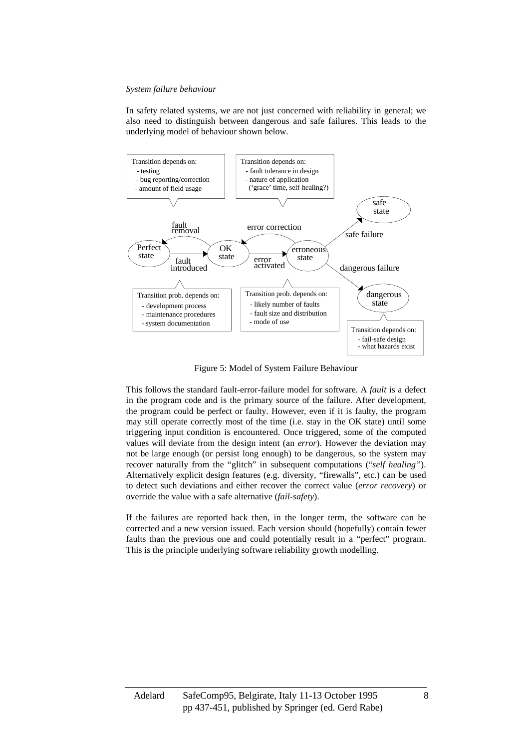*System failure behaviour*

In safety related systems, we are not just concerned with reliability in general; we also need to distinguish between dangerous and safe failures. This leads to the underlying model of behaviour shown below.

Figure 5: Model of System Failure Behaviour

This follows the standard fault-error-failure model for software. A *fault* is a defect in the program code and is the primary source of the failure. After development, the program could be perfect or faulty. However, even if it is faulty, the program may still operate correctly most of the time (i.e. stay in the OK state) until some triggering input condition is encountered. Once triggered, some of the computed values will deviate from the design intent (an *error*). However the deviation may not be large enough (or persist long enough) to be dangerous, so the system may recover naturally from the "glitch" in subsequent computations ("*self healing*"). Alternatively explicit design features (e.g. diversity, "firewalls", etc.) can be used to detect such deviations and either recover the correct value (*error recovery*) or override the value with a safe alternative (*fail-safety*).

If the failures are reported back then, in the longer term, the software can be corrected and a new version issued. Each version should (hopefully) contain fewer faults than the previous one and could potentially result in a "perfect" program. This is the principle underlying software reliability growth modelling.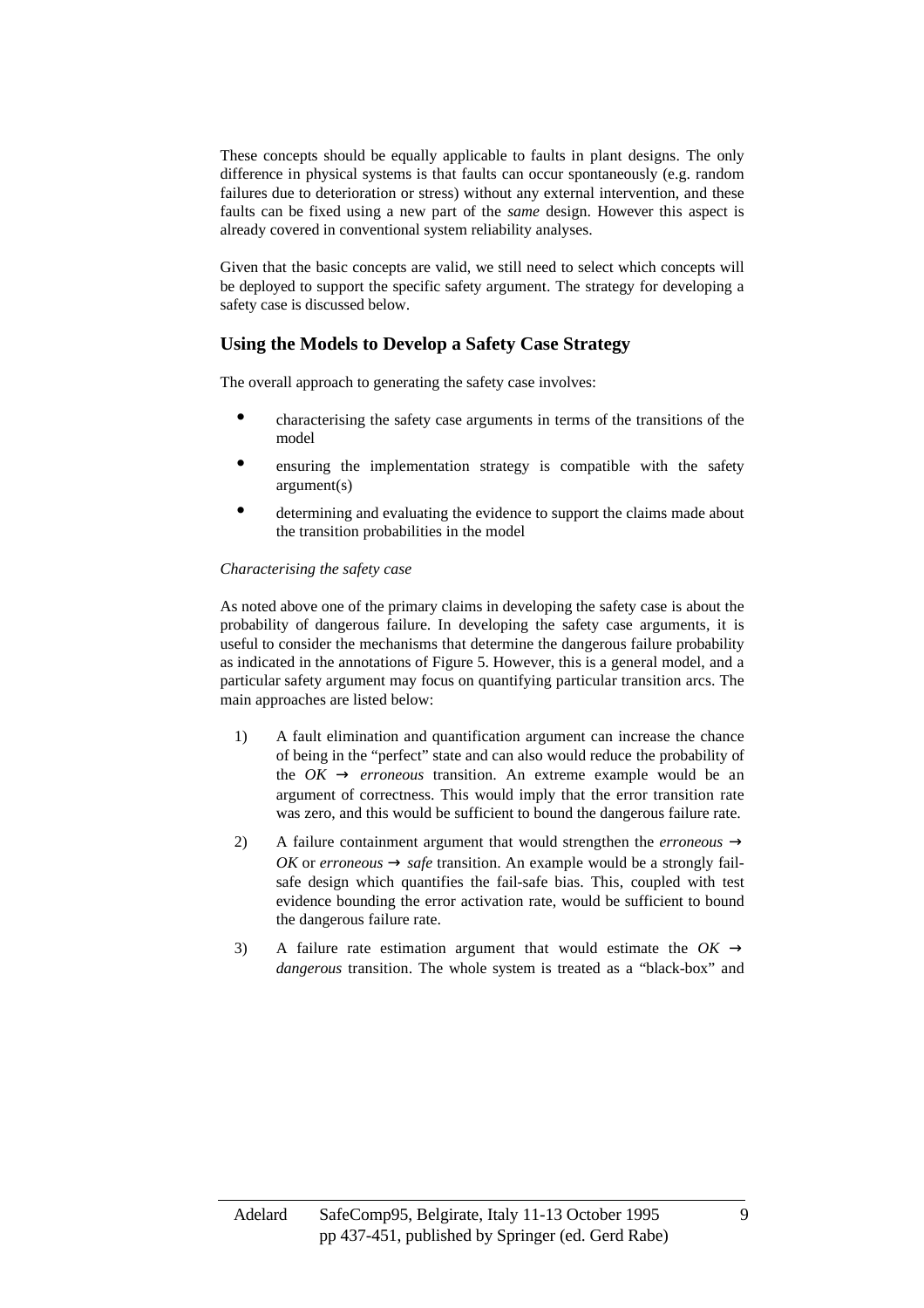These concepts should be equally applicable to faults in plant designs. The only difference in physical systems is that faults can occur spontaneously (e.g. random failures due to deterioration or stress) without any external intervention, and these faults can be fixed using a new part of the *same* design. However this aspect is already covered in conventional system reliability analyses.

Given that the basic concepts are valid, we still need to select which concepts will be deployed to support the specific safety argument. The strategy for developing a safety case is discussed below.

## Using the Models to Develop a Safety Case Strategy

The overall approach to generating the safety case involves:

- characterising the safety case arguments in terms of the transitions of the model
- ensuring the implementation strategy is compatible with the safety argument(s)
- determining and evaluating the evidence to support the claims made about the transition probabilities in the model

*Characterising the safety case*

As noted above one of the primary claims in developing the safety case is about the probability of dangerous failure. In developing the safety case arguments, it is useful to consider the mechanisms that determine the dangerous failure probability as indicated in the annotations of Figure 5. However, this is a general model, and a particular safety argument may focus on quantifying particular transition arcs. The main approaches are listed below:

1) A fault elimination and quantification argument can increase the chance of being in the "perfect" state and can also would reduce the probability of the *OK* → *erroneous* transition. An extreme example would be an argument of correctness. This would imply that the error transition rate was zero, and this would be sufficient to bound the dangerous failure rate.

2) A failure containment argument that would strengthen the *erroneous* → *OK* or *erroneous* → *safe* transition. An example would be a strongly fail-safe design which quantifies the fail-safe bias. This, coupled with test evidence bounding the error activation rate, would be sufficient to bound the dangerous failure rate.

3) A failure rate estimation argument that would estimate the *OK* → *dangerous* transition. The whole system is treated as a "black-box" and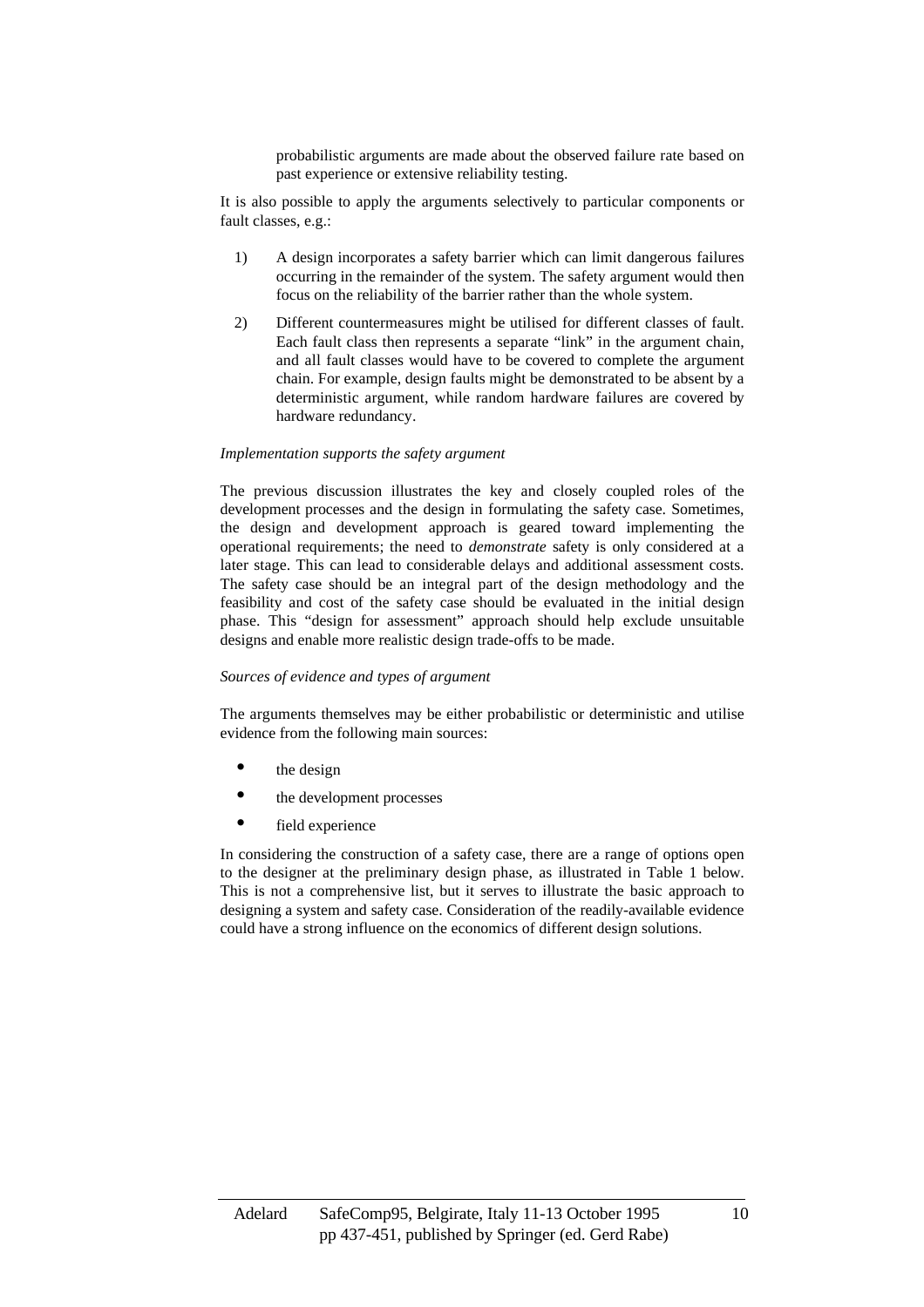probabilistic arguments are made about the observed failure rate based on past experience or extensive reliability testing.

It is also possible to apply the arguments selectively to particular components or fault classes, e.g.:

1) A design incorporates a safety barrier which can limit dangerous failures occurring in the remainder of the system. The safety argument would then focus on the reliability of the barrier rather than the whole system.

2) Different countermeasures might be utilised for different classes of fault. Each fault class then represents a separate "link" in the argument chain, and all fault classes would have to be covered to complete the argument chain. For example, design faults might be demonstrated to be absent by a deterministic argument, while random hardware failures are covered by hardware redundancy.

*Implementation supports the safety argument*

The previous discussion illustrates the key and closely coupled roles of the development processes and the design in formulating the safety case. Sometimes, the design and development approach is geared toward implementing the operational requirements; the need to *demonstrate* safety is only considered at a later stage. This can lead to considerable delays and additional assessment costs. The safety case should be an integral part of the design methodology and the feasibility and cost of the safety case should be evaluated in the initial design phase. This "design for assessment" approach should help exclude unsuitable designs and enable more realistic design trade-offs to be made.

*Sources of evidence and types of argument*

The arguments themselves may be either probabilistic or deterministic and utilise evidence from the following main sources:

- the design
- the development processes
- field experience

In considering the construction of a safety case, there are a range of options open to the designer at the preliminary design phase, as illustrated in Table 1 below. This is not a comprehensive list, but it serves to illustrate the basic approach to designing a system and safety case. Consideration of the readily-available evidence could have a strong influence on the economics of different design solutions.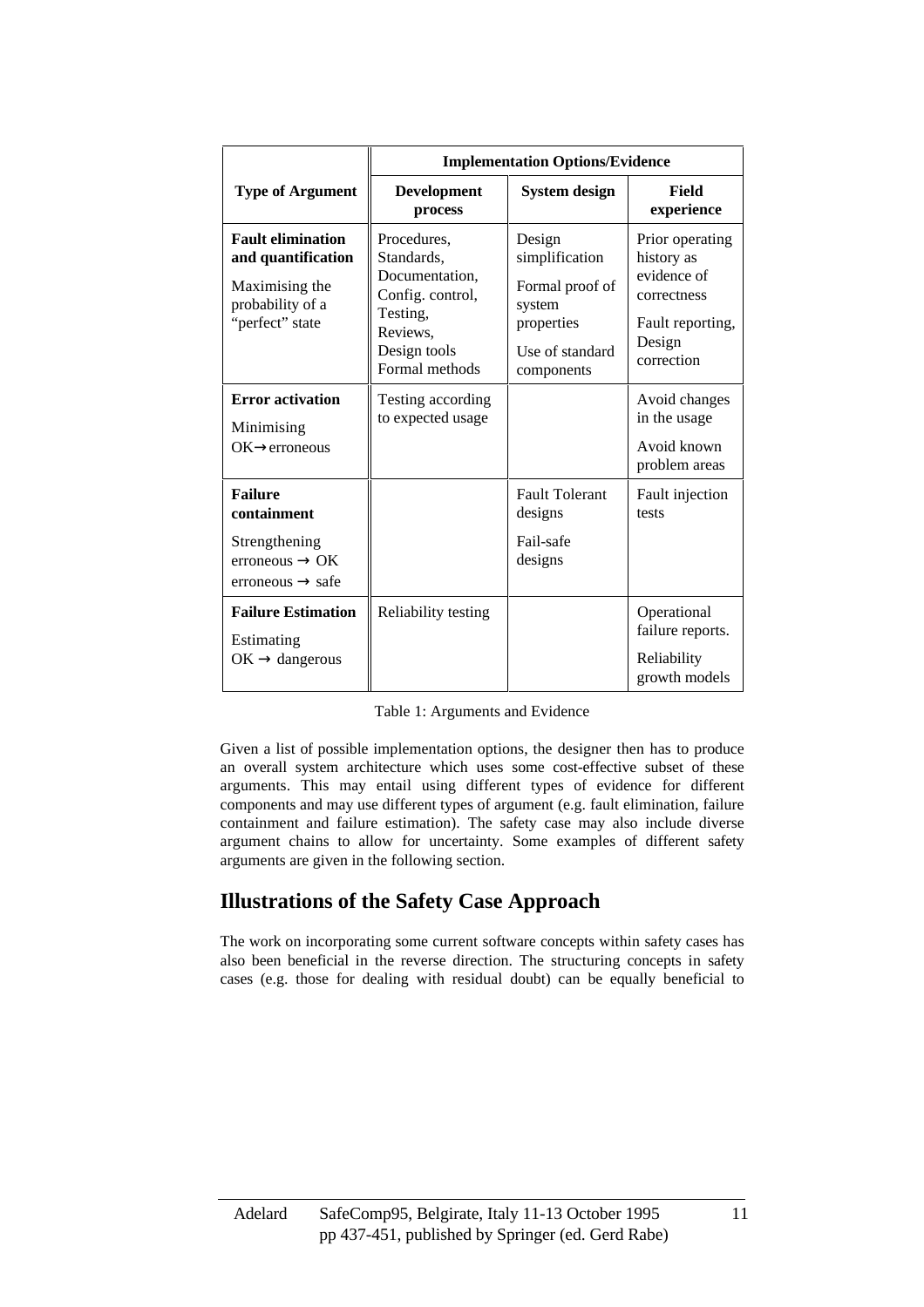| Type of Argument | Implementation Options/Evidence | | |
|---|---|---|---|
| | **Development process** | **System design** | **Field experience** |
| **Fault elimination and quantification** Maximising the probability of a "perfect" state | Procedures, Standards, Documentation, Config. control, Testing, Reviews, Design tools Formal methods | Design simplification Formal proof of system properties Use of standard components | Prior operating history as evidence of correctness Fault reporting, Design correction |
| **Error activation** Minimising OK→erroneous | Testing according to expected usage | | Avoid changes in the usage Avoid known problem areas |
| **Failure containment** Strengthening erroneous → OK erroneous → safe | | Fault Tolerant designs Fail-safe designs | Fault injection tests |
| **Failure Estimation** Estimating OK → dangerous | Reliability testing | | Operational failure reports. Reliability growth models |

Table 1: Arguments and Evidence

Given a list of possible implementation options, the designer then has to produce an overall system architecture which uses some cost-effective subset of these arguments. This may entail using different types of evidence for different components and may use different types of argument (e.g. fault elimination, failure containment and failure estimation). The safety case may also include diverse argument chains to allow for uncertainty. Some examples of different safety arguments are given in the following section.

## Illustrations of the Safety Case Approach

The work on incorporating some current software concepts within safety cases has also been beneficial in the reverse direction. The structuring concepts in safety cases (e.g. those for dealing with residual doubt) can be equally beneficial to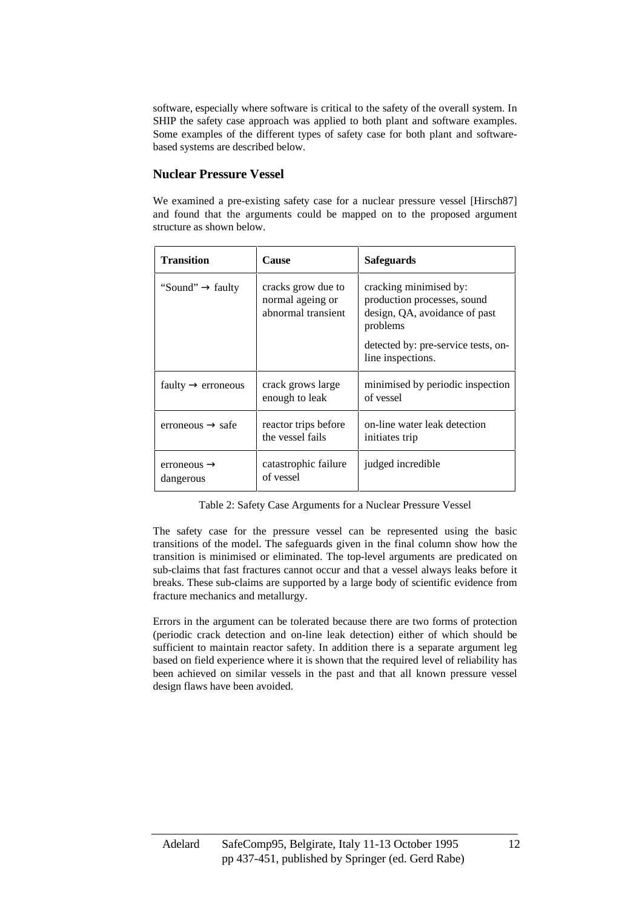software, especially where software is critical to the safety of the overall system. In SHIP the safety case approach was applied to both plant and software examples. Some examples of the different types of safety case for both plant and software-based systems are described below.

## Nuclear Pressure Vessel

We examined a pre-existing safety case for a nuclear pressure vessel [Hirsch87] and found that the arguments could be mapped on to the proposed argument structure as shown below.

| Transition | Cause | Safeguards |
|---|---|---|
| "Sound" → faulty | cracks grow due to normal ageing or abnormal transient | cracking minimised by: production processes, sound design, QA, avoidance of past problems<br><br>detected by: pre-service tests, on-line inspections. |
| faulty → erroneous | crack grows large enough to leak | minimised by periodic inspection of vessel |
| erroneous → safe | reactor trips before the vessel fails | on-line water leak detection initiates trip |
| erroneous → dangerous | catastrophic failure of vessel | judged incredible |

Table 2: Safety Case Arguments for a Nuclear Pressure Vessel

The safety case for the pressure vessel can be represented using the basic transitions of the model. The safeguards given in the final column show how the transition is minimised or eliminated. The top-level arguments are predicated on sub-claims that fast fractures cannot occur and that a vessel always leaks before it breaks. These sub-claims are supported by a large body of scientific evidence from fracture mechanics and metallurgy.

Errors in the argument can be tolerated because there are two forms of protection (periodic crack detection and on-line leak detection) either of which should be sufficient to maintain reactor safety. In addition there is a separate argument leg based on field experience where it is shown that the required level of reliability has been achieved on similar vessels in the past and that all known pressure vessel design flaws have been avoided.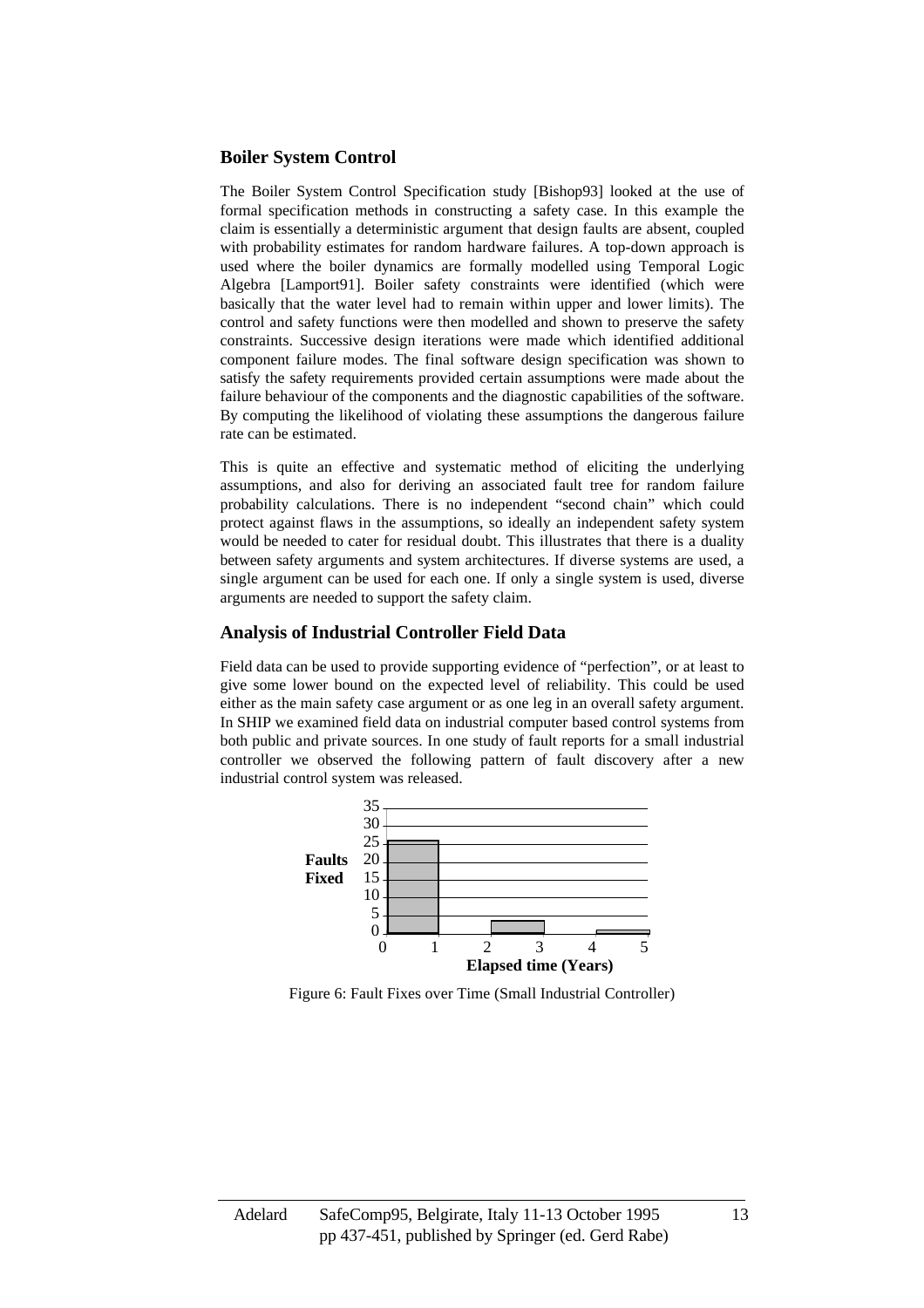## Boiler System Control

The Boiler System Control Specification study [Bishop93] looked at the use of formal specification methods in constructing a safety case. In this example the claim is essentially a deterministic argument that design faults are absent, coupled with probability estimates for random hardware failures. A top-down approach is used where the boiler dynamics are formally modelled using Temporal Logic Algebra [Lamport91]. Boiler safety constraints were identified (which were basically that the water level had to remain within upper and lower limits). The control and safety functions were then modelled and shown to preserve the safety constraints. Successive design iterations were made which identified additional component failure modes. The final software design specification was shown to satisfy the safety requirements provided certain assumptions were made about the failure behaviour of the components and the diagnostic capabilities of the software. By computing the likelihood of violating these assumptions the dangerous failure rate can be estimated.

This is quite an effective and systematic method of eliciting the underlying assumptions, and also for deriving an associated fault tree for random failure probability calculations. There is no independent "second chain" which could protect against flaws in the assumptions, so ideally an independent safety system would be needed to cater for residual doubt. This illustrates that there is a duality between safety arguments and system architectures. If diverse systems are used, a single argument can be used for each one. If only a single system is used, diverse arguments are needed to support the safety claim.

## Analysis of Industrial Controller Field Data

Field data can be used to provide supporting evidence of "perfection", or at least to give some lower bound on the expected level of reliability. This could be used either as the main safety case argument or as one leg in an overall safety argument. In SHIP we examined field data on industrial computer based control systems from both public and private sources. In one study of fault reports for a small industrial controller we observed the following pattern of fault discovery after a new industrial control system was released.

Figure 6: Fault Fixes over Time (Small Industrial Controller)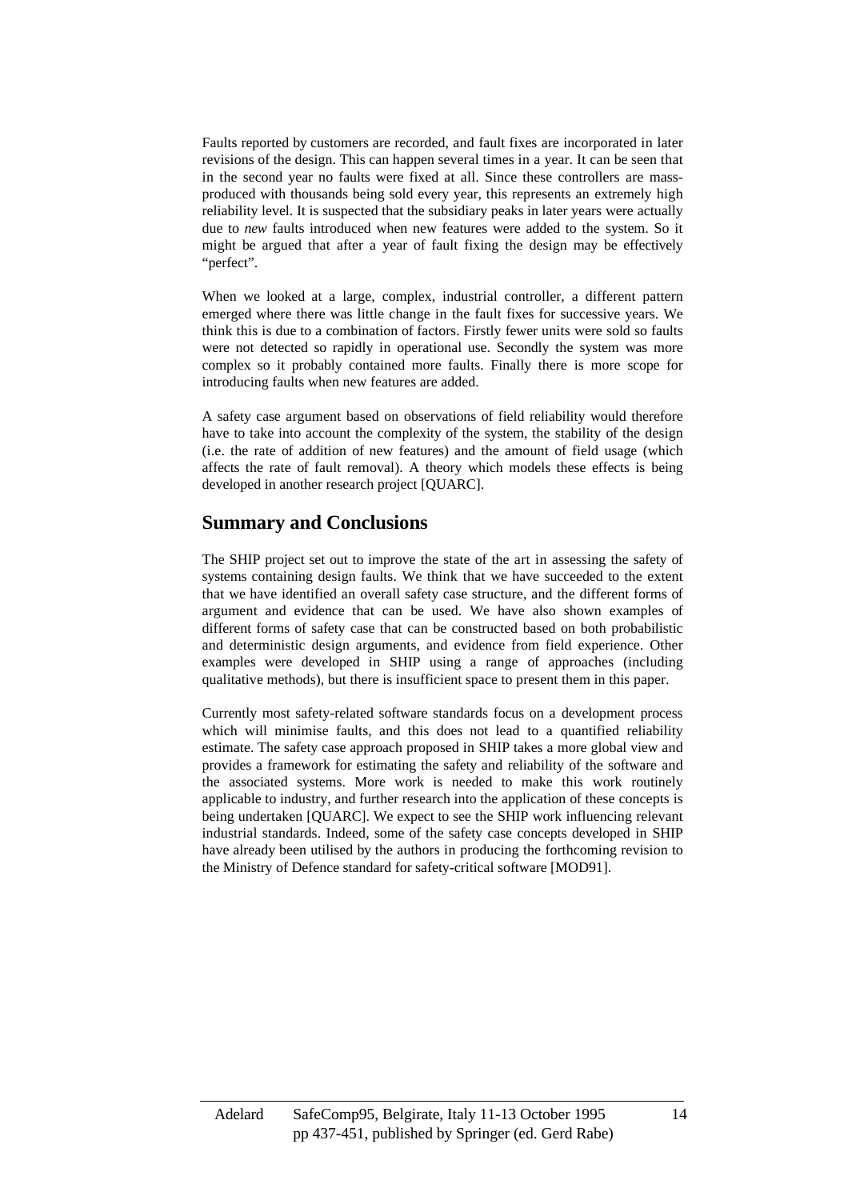Faults reported by customers are recorded, and fault fixes are incorporated in later revisions of the design. This can happen several times in a year. It can be seen that in the second year no faults were fixed at all. Since these controllers are mass-produced with thousands being sold every year, this represents an extremely high reliability level. It is suspected that the subsidiary peaks in later years were actually due to *new* faults introduced when new features were added to the system. So it might be argued that after a year of fault fixing the design may be effectively "perfect".

When we looked at a large, complex, industrial controller, a different pattern emerged where there was little change in the fault fixes for successive years. We think this is due to a combination of factors. Firstly fewer units were sold so faults were not detected so rapidly in operational use. Secondly the system was more complex so it probably contained more faults. Finally there is more scope for introducing faults when new features are added.

A safety case argument based on observations of field reliability would therefore have to take into account the complexity of the system, the stability of the design (i.e. the rate of addition of new features) and the amount of field usage (which affects the rate of fault removal). A theory which models these effects is being developed in another research project [QUARC].

## Summary and Conclusions

The SHIP project set out to improve the state of the art in assessing the safety of systems containing design faults. We think that we have succeeded to the extent that we have identified an overall safety case structure, and the different forms of argument and evidence that can be used. We have also shown examples of different forms of safety case that can be constructed based on both probabilistic and deterministic design arguments, and evidence from field experience. Other examples were developed in SHIP using a range of approaches (including qualitative methods), but there is insufficient space to present them in this paper.

Currently most safety-related software standards focus on a development process which will minimise faults, and this does not lead to a quantified reliability estimate. The safety case approach proposed in SHIP takes a more global view and provides a framework for estimating the safety and reliability of the software and the associated systems. More work is needed to make this work routinely applicable to industry, and further research into the application of these concepts is being undertaken [QUARC]. We expect to see the SHIP work influencing relevant industrial standards. Indeed, some of the safety case concepts developed in SHIP have already been utilised by the authors in producing the forthcoming revision to the Ministry of Defence standard for safety-critical software [MOD91].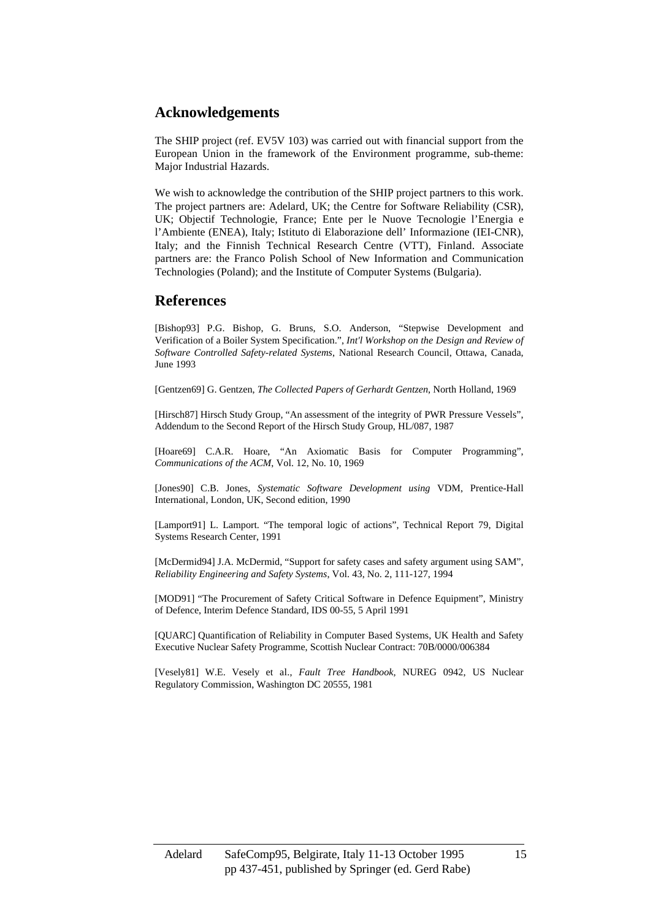## Acknowledgements

The SHIP project (ref. EV5V 103) was carried out with financial support from the European Union in the framework of the Environment programme, sub-theme: Major Industrial Hazards.

We wish to acknowledge the contribution of the SHIP project partners to this work. The project partners are: Adelard, UK; the Centre for Software Reliability (CSR), UK; Objectif Technologie, France; Ente per le Nuove Tecnologie l'Energia e l'Ambiente (ENEA), Italy; Istituto di Elaborazione dell' Informazione (IEI-CNR), Italy; and the Finnish Technical Research Centre (VTT), Finland. Associate partners are: the Franco Polish School of New Information and Communication Technologies (Poland); and the Institute of Computer Systems (Bulgaria).

## References

[Bishop93] P.G. Bishop, G. Bruns, S.O. Anderson, "Stepwise Development and Verification of a Boiler System Specification.", *Int'l Workshop on the Design and Review of Software Controlled Safety-related Systems*, National Research Council, Ottawa, Canada, June 1993

[Gentzen69] G. Gentzen, *The Collected Papers of Gerhardt Gentzen*, North Holland, 1969

[Hirsch87] Hirsch Study Group, "An assessment of the integrity of PWR Pressure Vessels", Addendum to the Second Report of the Hirsch Study Group, HL/087, 1987

[Hoare69] C.A.R. Hoare, "An Axiomatic Basis for Computer Programming", *Communications of the ACM*, Vol. 12, No. 10, 1969

[Jones90] C.B. Jones, *Systematic Software Development using* VDM, Prentice-Hall International, London, UK, Second edition, 1990

[Lamport91] L. Lamport. "The temporal logic of actions", Technical Report 79, Digital Systems Research Center, 1991

[McDermid94] J.A. McDermid, "Support for safety cases and safety argument using SAM", *Reliability Engineering and Safety Systems*, Vol. 43, No. 2, 111-127, 1994

[MOD91] "The Procurement of Safety Critical Software in Defence Equipment", Ministry of Defence, Interim Defence Standard, IDS 00-55, 5 April 1991

[QUARC] Quantification of Reliability in Computer Based Systems, UK Health and Safety Executive Nuclear Safety Programme, Scottish Nuclear Contract: 70B/0000/006384

[Vesely81] W.E. Vesely et al., *Fault Tree Handbook*, NUREG 0942, US Nuclear Regulatory Commission, Washington DC 20555, 1981